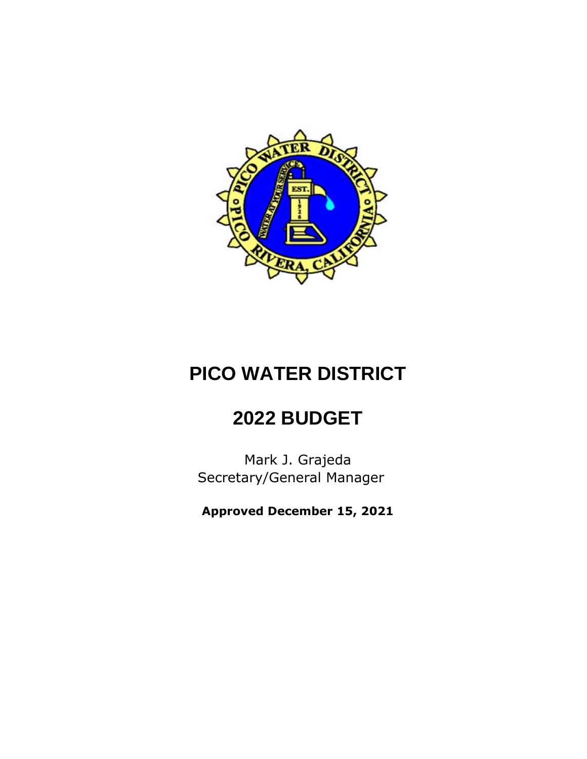# PICO WATER DISTRICT

# 2022 BUDGET

Mark J. Grajeda
Secretary/General Manager

**Approved December 15, 2021**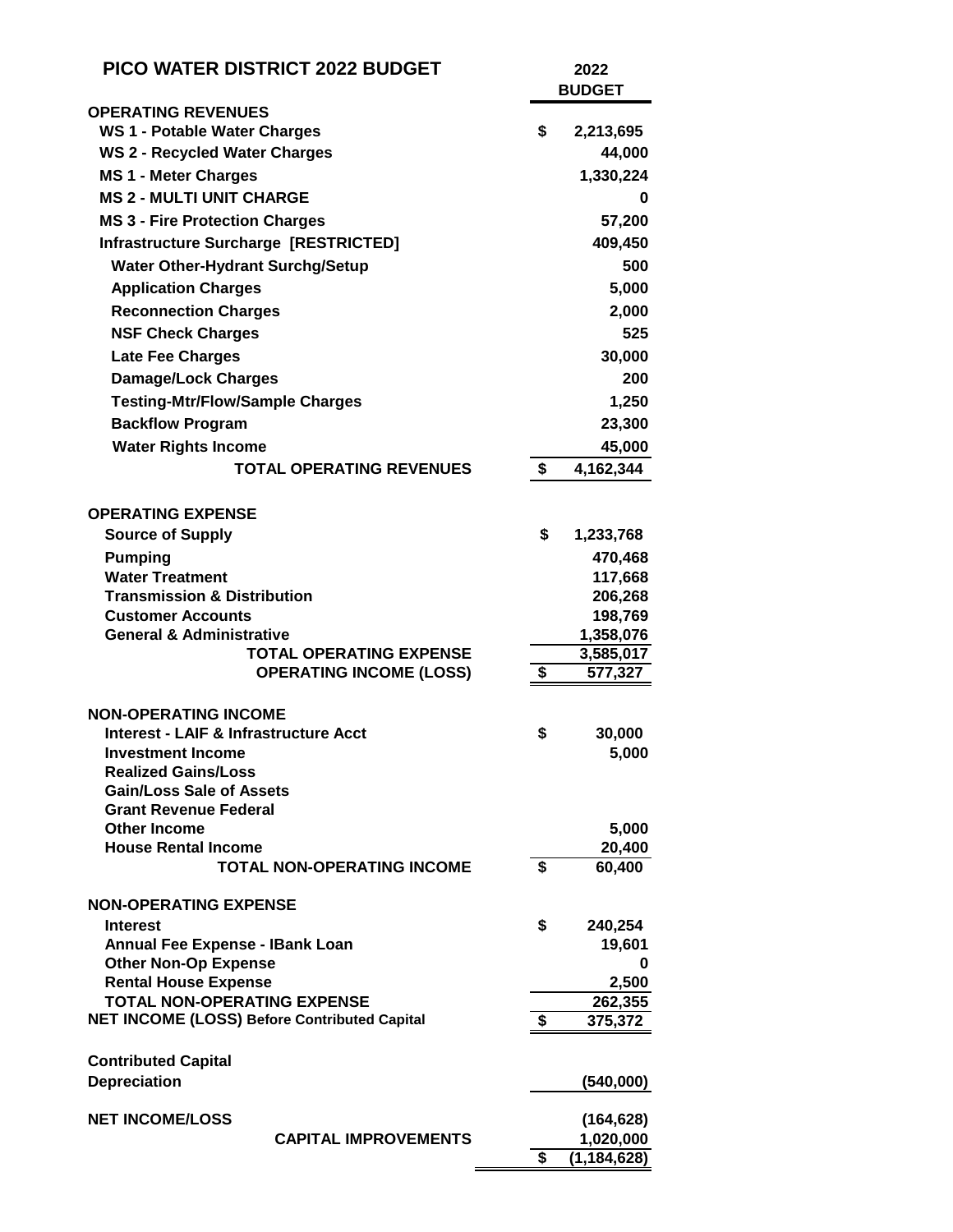# PICO WATER DISTRICT 2022 BUDGET

| | | 2022 BUDGET |
|---|---|---|
| **OPERATING REVENUES** | | |
| WS 1 - Potable Water Charges | $ | 2,213,695 |
| WS 2 - Recycled Water Charges | | 44,000 |
| MS 1 - Meter Charges | | 1,330,224 |
| MS 2 - MULTI UNIT CHARGE | | 0 |
| MS 3 - Fire Protection Charges | | 57,200 |
| Infrastructure Surcharge [RESTRICTED] | | 409,450 |
| Water Other-Hydrant Surchg/Setup | | 500 |
| Application Charges | | 5,000 |
| Reconnection Charges | | 2,000 |
| NSF Check Charges | | 525 |
| Late Fee Charges | | 30,000 |
| Damage/Lock Charges | | 200 |
| Testing-Mtr/Flow/Sample Charges | | 1,250 |
| Backflow Program | | 23,300 |
| Water Rights Income | | 45,000 |
| **TOTAL OPERATING REVENUES** | $ | 4,162,344 |
| | | |
| **OPERATING EXPENSE** | | |
| Source of Supply | $ | 1,233,768 |
| Pumping | | 470,468 |
| Water Treatment | | 117,668 |
| Transmission & Distribution | | 206,268 |
| Customer Accounts | | 198,769 |
| General & Administrative | | 1,358,076 |
| **TOTAL OPERATING EXPENSE** | | 3,585,017 |
| **OPERATING INCOME (LOSS)** | $ | 577,327 |
| | | |
| **NON-OPERATING INCOME** | | |
| Interest - LAIF & Infrastructure Acct | $ | 30,000 |
| Investment Income | | 5,000 |
| Realized Gains/Loss | | |
| Gain/Loss Sale of Assets | | |
| Grant Revenue Federal | | |
| Other Income | | 5,000 |
| House Rental Income | | 20,400 |
| **TOTAL NON-OPERATING INCOME** | $ | 60,400 |
| | | |
| **NON-OPERATING EXPENSE** | | |
| Interest | $ | 240,254 |
| Annual Fee Expense - IBank Loan | | 19,601 |
| Other Non-Op Expense | | 0 |
| Rental House Expense | | 2,500 |
| **TOTAL NON-OPERATING EXPENSE** | | 262,355 |
| **NET INCOME (LOSS) Before Contributed Capital** | $ | 375,372 |
| | | |
| **Contributed Capital** | | |
| **Depreciation** | | (540,000) |
| | | |
| **NET INCOME/LOSS** | | (164,628) |
| **CAPITAL IMPROVEMENTS** | | 1,020,000 |
| | $ | (1,184,628) |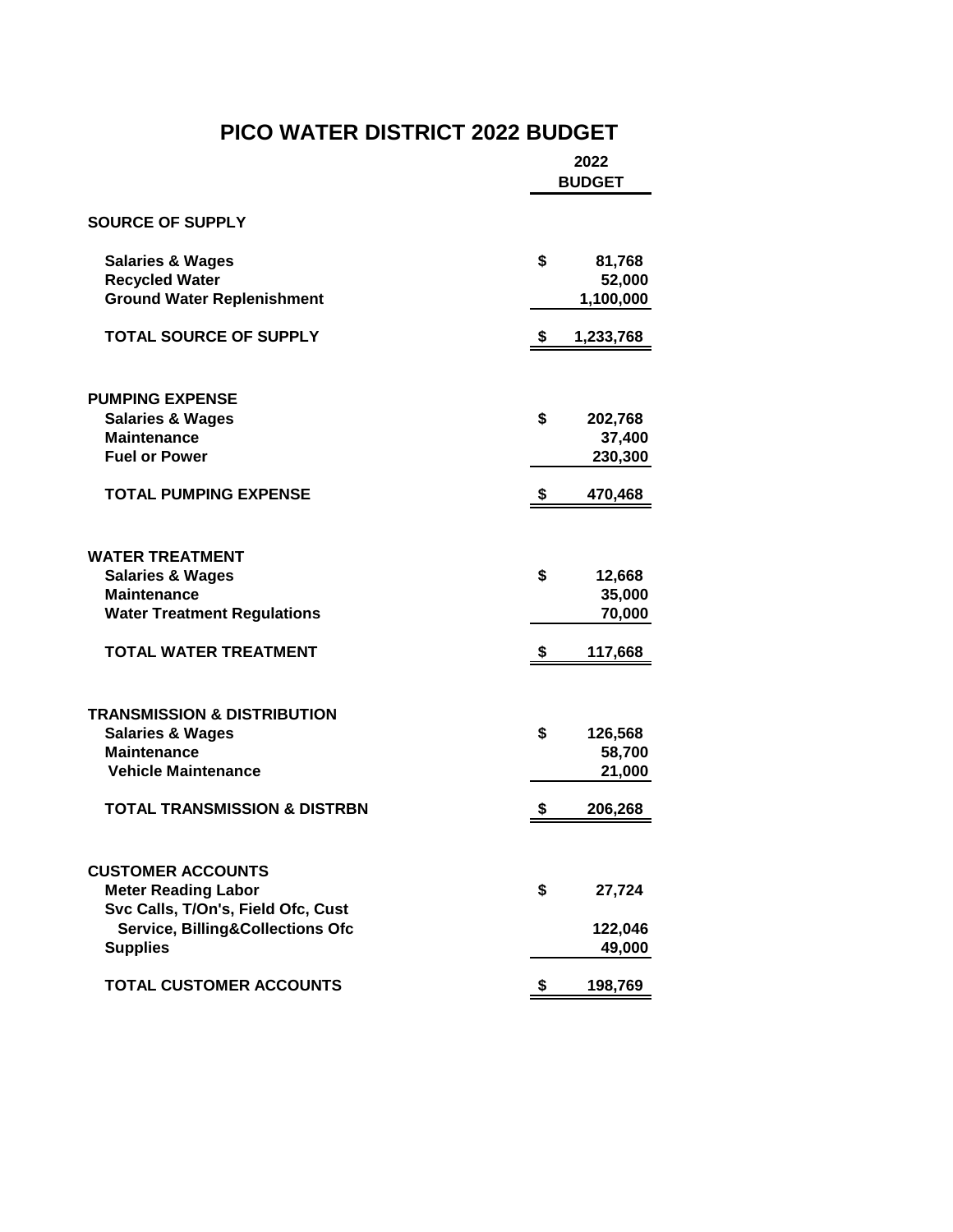# PICO WATER DISTRICT 2022 BUDGET

| | 2022 BUDGET |
|---|---|
| **SOURCE OF SUPPLY** | |
| Salaries & Wages | $ 81,768 |
| Recycled Water | 52,000 |
| Ground Water Replenishment | 1,100,000 |
| **TOTAL SOURCE OF SUPPLY** | $ 1,233,768 |
| **PUMPING EXPENSE** | |
| Salaries & Wages | $ 202,768 |
| Maintenance | 37,400 |
| Fuel or Power | 230,300 |
| **TOTAL PUMPING EXPENSE** | $ 470,468 |
| **WATER TREATMENT** | |
| Salaries & Wages | $ 12,668 |
| Maintenance | 35,000 |
| Water Treatment Regulations | 70,000 |
| **TOTAL WATER TREATMENT** | $ 117,668 |
| **TRANSMISSION & DISTRIBUTION** | |
| Salaries & Wages | $ 126,568 |
| Maintenance | 58,700 |
| Vehicle Maintenance | 21,000 |
| **TOTAL TRANSMISSION & DISTRBN** | $ 206,268 |
| **CUSTOMER ACCOUNTS** | |
| Meter Reading Labor | $ 27,724 |
| Svc Calls, T/On's, Field Ofc, Cust Service, Billing&Collections Ofc | 122,046 |
| Supplies | 49,000 |
| **TOTAL CUSTOMER ACCOUNTS** | $ 198,769 |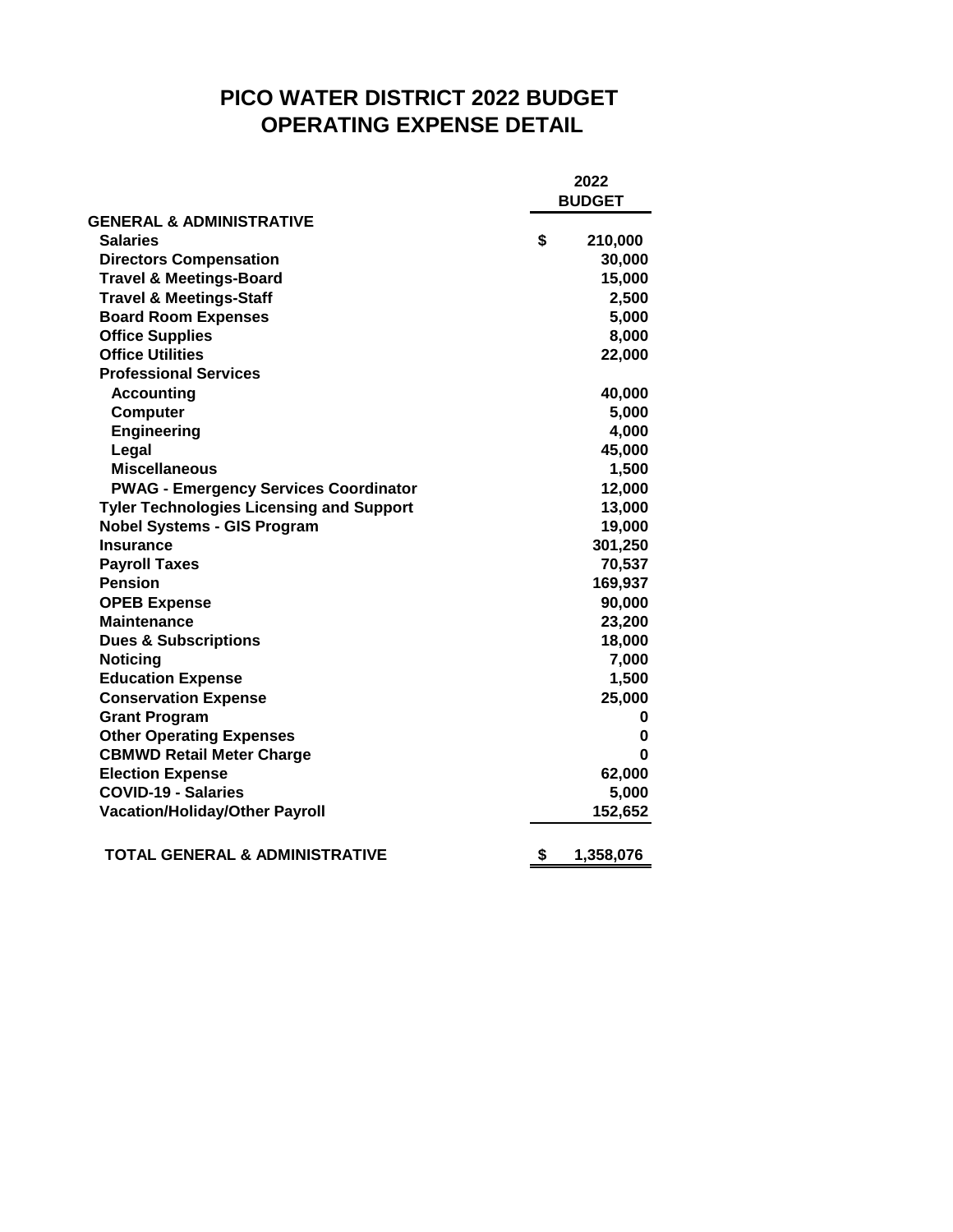# PICO WATER DISTRICT 2022 BUDGET
## OPERATING EXPENSE DETAIL

| | 2022 BUDGET |
|---|---|
| **GENERAL & ADMINISTRATIVE** | |
| Salaries | $ 210,000 |
| Directors Compensation | 30,000 |
| Travel & Meetings-Board | 15,000 |
| Travel & Meetings-Staff | 2,500 |
| Board Room Expenses | 5,000 |
| Office Supplies | 8,000 |
| Office Utilities | 22,000 |
| Professional Services | |
| Accounting | 40,000 |
| Computer | 5,000 |
| Engineering | 4,000 |
| Legal | 45,000 |
| Miscellaneous | 1,500 |
| PWAG - Emergency Services Coordinator | 12,000 |
| Tyler Technologies Licensing and Support | 13,000 |
| Nobel Systems - GIS Program | 19,000 |
| Insurance | 301,250 |
| Payroll Taxes | 70,537 |
| Pension | 169,937 |
| OPEB Expense | 90,000 |
| Maintenance | 23,200 |
| Dues & Subscriptions | 18,000 |
| Noticing | 7,000 |
| Education Expense | 1,500 |
| Conservation Expense | 25,000 |
| Grant Program | 0 |
| Other Operating Expenses | 0 |
| CBMWD Retail Meter Charge | 0 |
| Election Expense | 62,000 |
| COVID-19 - Salaries | 5,000 |
| Vacation/Holiday/Other Payroll | 152,652 |
| **TOTAL GENERAL & ADMINISTRATIVE** | **$ 1,358,076** |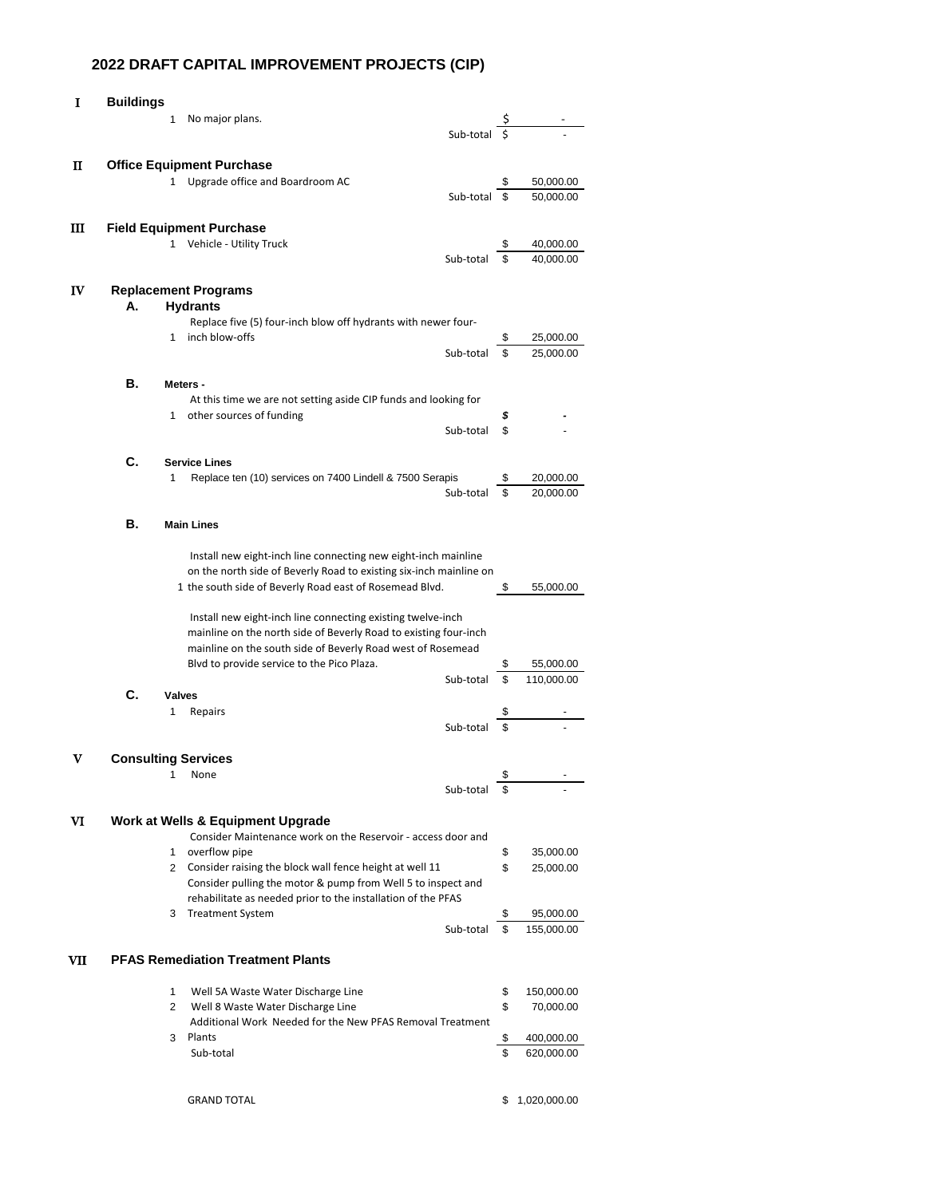# 2022 DRAFT CAPITAL IMPROVEMENT PROJECTS (CIP)

| | | | | | |
|---|---|---|---|---|---|
| **I** | **Buildings** | | | | |
| | | 1 | No major plans. | $ | - |
| | | | Sub-total | $ | - |
| **II** | **Office Equipment Purchase** | | | | |
| | | 1 | Upgrade office and Boardroom AC | $ | 50,000.00 |
| | | | Sub-total | $ | 50,000.00 |
| **III** | **Field Equipment Purchase** | | | | |
| | | 1 | Vehicle - Utility Truck | $ | 40,000.00 |
| | | | Sub-total | $ | 40,000.00 |
| **IV** | **Replacement Programs** | | | | |
| | **A.** | | **Hydrants** | | |
| | | 1 | Replace five (5) four-inch blow off hydrants with newer four-inch blow-offs | $ | 25,000.00 |
| | | | Sub-total | $ | 25,000.00 |
| | **B.** | | **Meters -** | | |
| | | 1 | At this time we are not setting aside CIP funds and looking for other sources of funding | *$* | *-* |
| | | | Sub-total | $ | - |
| | **C.** | | **Service Lines** | | |
| | | 1 | Replace ten (10) services on 7400 Lindell & 7500 Serapis | $ | 20,000.00 |
| | | | Sub-total | $ | 20,000.00 |
| | **B.** | | **Main Lines** | | |
| | | 1 | Install new eight-inch line connecting new eight-inch mainline on the north side of Beverly Road to existing six-inch mainline on the south side of Beverly Road east of Rosemead Blvd. | $ | 55,000.00 |
| | | | Install new eight-inch line connecting existing twelve-inch mainline on the north side of Beverly Road to existing four-inch mainline on the south side of Beverly Road west of Rosemead Blvd to provide service to the Pico Plaza. | $ | 55,000.00 |
| | | | Sub-total | $ | 110,000.00 |
| | **C.** | | **Valves** | | |
| | | 1 | Repairs | $ | - |
| | | | Sub-total | $ | - |
| **V** | **Consulting Services** | | | | |
| | | 1 | None | $ | - |
| | | | Sub-total | $ | - |
| **VI** | **Work at Wells & Equipment Upgrade** | | | | |
| | | 1 | Consider Maintenance work on the Reservoir - access door and overflow pipe | $ | 35,000.00 |
| | | 2 | Consider raising the block wall fence height at well 11 | $ | 25,000.00 |
| | | 3 | Consider pulling the motor & pump from Well 5 to inspect and rehabilitate as needed prior to the installation of the PFAS Treatment System | $ | 95,000.00 |
| | | | Sub-total | $ | 155,000.00 |
| **VII** | **PFAS Remediation Treatment Plants** | | | | |
| | | 1 | Well 5A Waste Water Discharge Line | $ | 150,000.00 |
| | | 2 | Well 8 Waste Water Discharge Line | $ | 70,000.00 |
| | | 3 | Additional Work Needed for the New PFAS Removal Treatment Plants | $ | 400,000.00 |
| | | | Sub-total | $ | 620,000.00 |
| | | | GRAND TOTAL | $ | 1,020,000.00 |